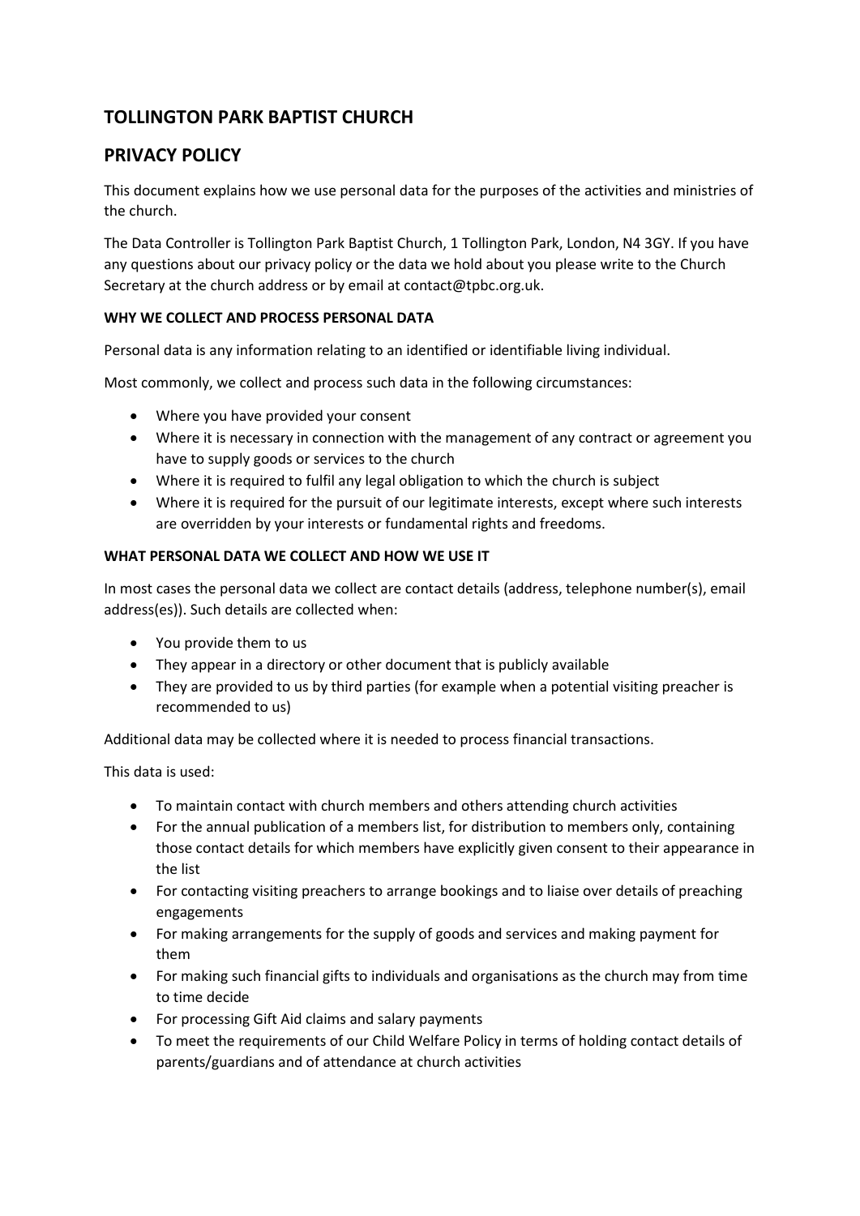# TOLLINGTON PARK BAPTIST CHURCH

# PRIVACY POLICY

This document explains how we use personal data for the purposes of the activities and ministries of the church.

The Data Controller is Tollington Park Baptist Church, 1 Tollington Park, London, N4 3GY. If you have any questions about our privacy policy or the data we hold about you please write to the Church Secretary at the church address or by email at contact@tpbc.org.uk.

**WHY WE COLLECT AND PROCESS PERSONAL DATA**

Personal data is any information relating to an identified or identifiable living individual.

Most commonly, we collect and process such data in the following circumstances:

- Where you have provided your consent
- Where it is necessary in connection with the management of any contract or agreement you have to supply goods or services to the church
- Where it is required to fulfil any legal obligation to which the church is subject
- Where it is required for the pursuit of our legitimate interests, except where such interests are overridden by your interests or fundamental rights and freedoms.

**WHAT PERSONAL DATA WE COLLECT AND HOW WE USE IT**

In most cases the personal data we collect are contact details (address, telephone number(s), email address(es)). Such details are collected when:

- You provide them to us
- They appear in a directory or other document that is publicly available
- They are provided to us by third parties (for example when a potential visiting preacher is recommended to us)

Additional data may be collected where it is needed to process financial transactions.

This data is used:

- To maintain contact with church members and others attending church activities
- For the annual publication of a members list, for distribution to members only, containing those contact details for which members have explicitly given consent to their appearance in the list
- For contacting visiting preachers to arrange bookings and to liaise over details of preaching engagements
- For making arrangements for the supply of goods and services and making payment for them
- For making such financial gifts to individuals and organisations as the church may from time to time decide
- For processing Gift Aid claims and salary payments
- To meet the requirements of our Child Welfare Policy in terms of holding contact details of parents/guardians and of attendance at church activities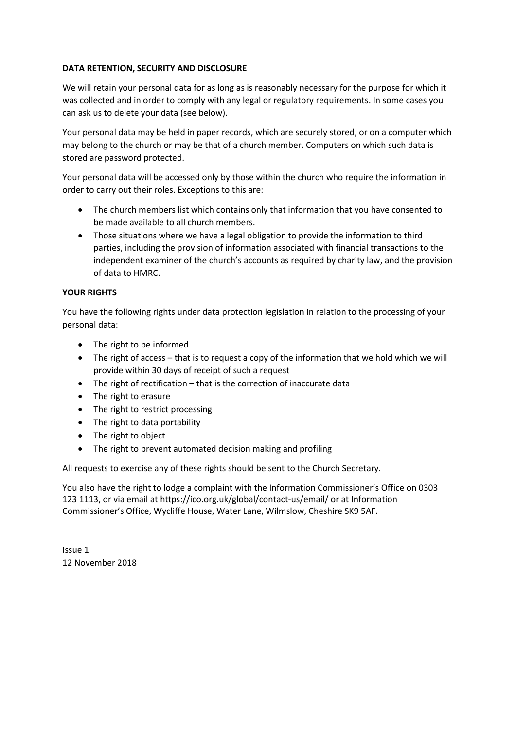**DATA RETENTION, SECURITY AND DISCLOSURE**

We will retain your personal data for as long as is reasonably necessary for the purpose for which it was collected and in order to comply with any legal or regulatory requirements. In some cases you can ask us to delete your data (see below).

Your personal data may be held in paper records, which are securely stored, or on a computer which may belong to the church or may be that of a church member. Computers on which such data is stored are password protected.

Your personal data will be accessed only by those within the church who require the information in order to carry out their roles. Exceptions to this are:

- The church members list which contains only that information that you have consented to be made available to all church members.
- Those situations where we have a legal obligation to provide the information to third parties, including the provision of information associated with financial transactions to the independent examiner of the church's accounts as required by charity law, and the provision of data to HMRC.

**YOUR RIGHTS**

You have the following rights under data protection legislation in relation to the processing of your personal data:

- The right to be informed
- The right of access – that is to request a copy of the information that we hold which we will provide within 30 days of receipt of such a request
- The right of rectification – that is the correction of inaccurate data
- The right to erasure
- The right to restrict processing
- The right to data portability
- The right to object
- The right to prevent automated decision making and profiling

All requests to exercise any of these rights should be sent to the Church Secretary.

You also have the right to lodge a complaint with the Information Commissioner's Office on 0303 123 1113, or via email at https://ico.org.uk/global/contact-us/email/ or at Information Commissioner's Office, Wycliffe House, Water Lane, Wilmslow, Cheshire SK9 5AF.

Issue 1
12 November 2018